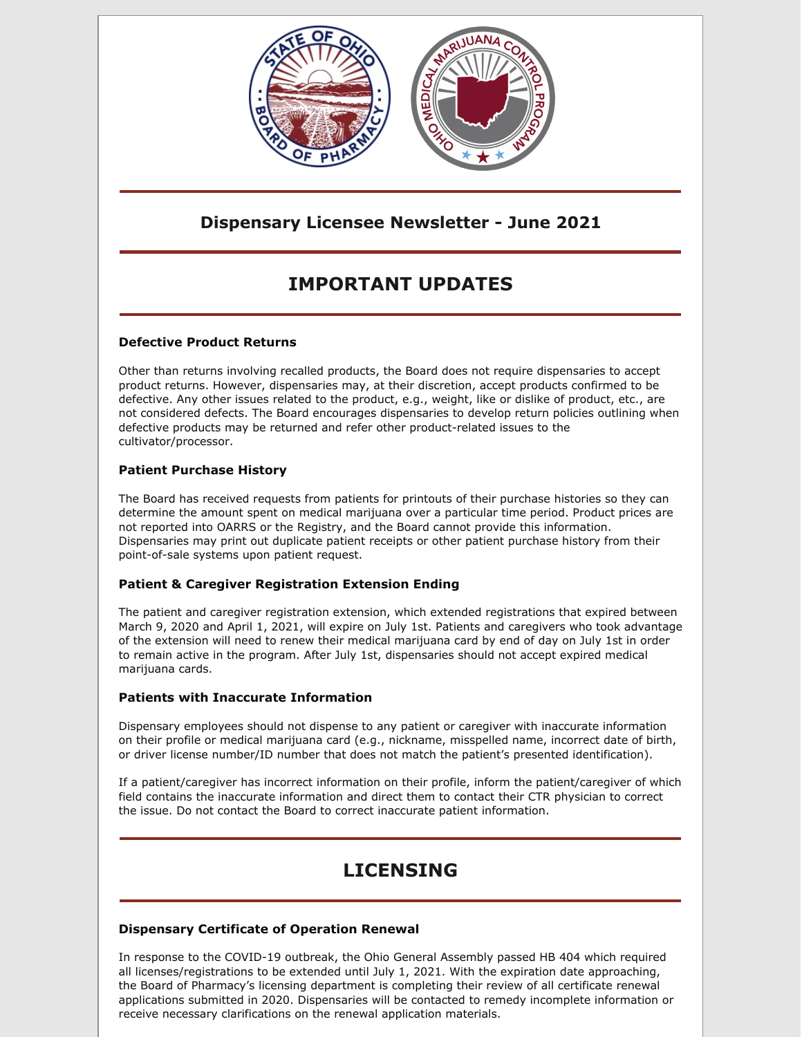# Dispensary Licensee Newsletter - June 2021

## IMPORTANT UPDATES

### Defective Product Returns

Other than returns involving recalled products, the Board does not require dispensaries to accept product returns. However, dispensaries may, at their discretion, accept products confirmed to be defective. Any other issues related to the product, e.g., weight, like or dislike of product, etc., are not considered defects. The Board encourages dispensaries to develop return policies outlining when defective products may be returned and refer other product-related issues to the cultivator/processor.

### Patient Purchase History

The Board has received requests from patients for printouts of their purchase histories so they can determine the amount spent on medical marijuana over a particular time period. Product prices are not reported into OARRS or the Registry, and the Board cannot provide this information. Dispensaries may print out duplicate patient receipts or other patient purchase history from their point-of-sale systems upon patient request.

### Patient & Caregiver Registration Extension Ending

The patient and caregiver registration extension, which extended registrations that expired between March 9, 2020 and April 1, 2021, will expire on July 1st. Patients and caregivers who took advantage of the extension will need to renew their medical marijuana card by end of day on July 1st in order to remain active in the program. After July 1st, dispensaries should not accept expired medical marijuana cards.

### Patients with Inaccurate Information

Dispensary employees should not dispense to any patient or caregiver with inaccurate information on their profile or medical marijuana card (e.g., nickname, misspelled name, incorrect date of birth, or driver license number/ID number that does not match the patient's presented identification).

If a patient/caregiver has incorrect information on their profile, inform the patient/caregiver of which field contains the inaccurate information and direct them to contact their CTR physician to correct the issue. Do not contact the Board to correct inaccurate patient information.

## LICENSING

### Dispensary Certificate of Operation Renewal

In response to the COVID-19 outbreak, the Ohio General Assembly passed HB 404 which required all licenses/registrations to be extended until July 1, 2021. With the expiration date approaching, the Board of Pharmacy's licensing department is completing their review of all certificate renewal applications submitted in 2020. Dispensaries will be contacted to remedy incomplete information or receive necessary clarifications on the renewal application materials.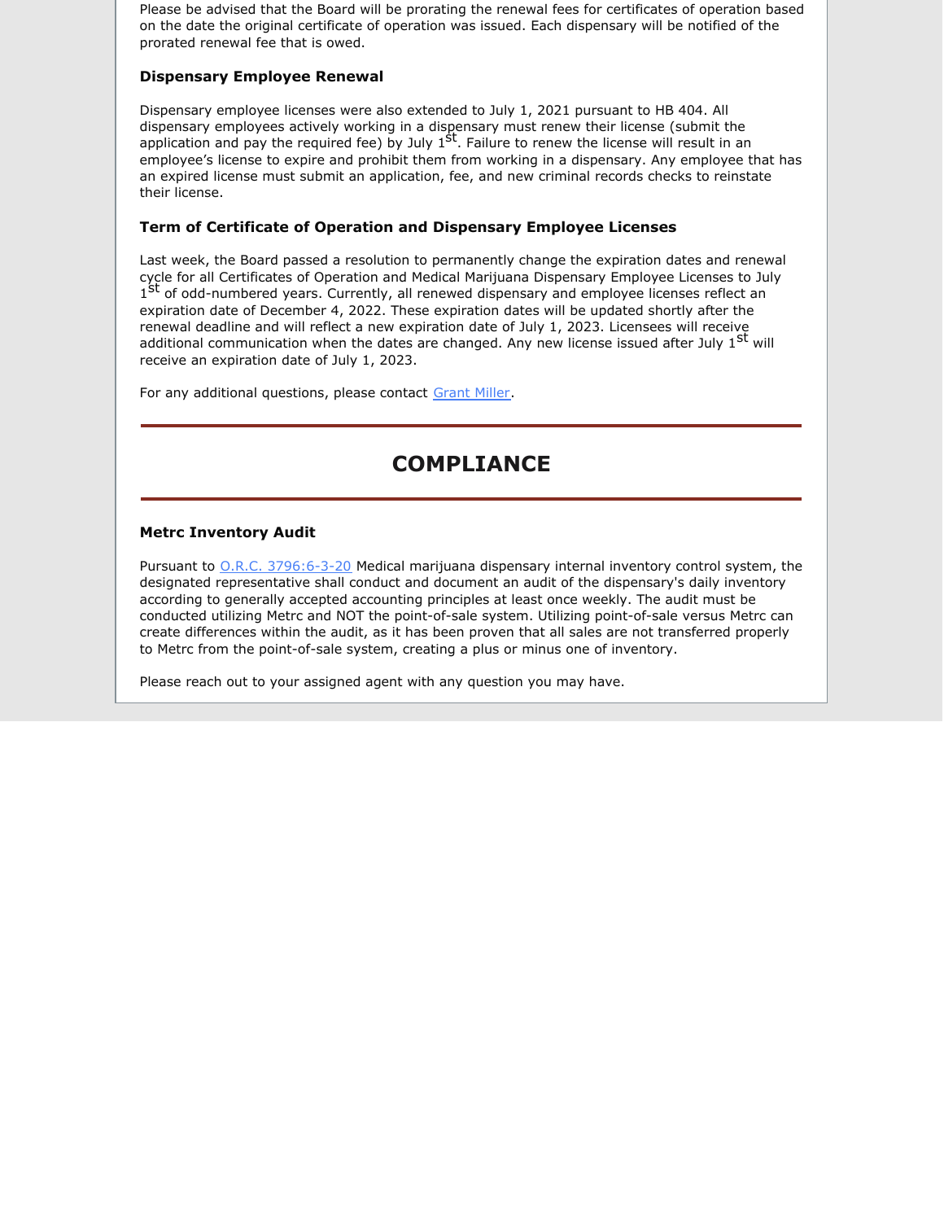Please be advised that the Board will be prorating the renewal fees for certificates of operation based on the date the original certificate of operation was issued. Each dispensary will be notified of the prorated renewal fee that is owed.

### Dispensary Employee Renewal

Dispensary employee licenses were also extended to July 1, 2021 pursuant to HB 404. All dispensary employees actively working in a dispensary must renew their license (submit the application and pay the required fee) by July 1st. Failure to renew the license will result in an employee's license to expire and prohibit them from working in a dispensary. Any employee that has an expired license must submit an application, fee, and new criminal records checks to reinstate their license.

### Term of Certificate of Operation and Dispensary Employee Licenses

Last week, the Board passed a resolution to permanently change the expiration dates and renewal cycle for all Certificates of Operation and Medical Marijuana Dispensary Employee Licenses to July 1st of odd-numbered years. Currently, all renewed dispensary and employee licenses reflect an expiration date of December 4, 2022. These expiration dates will be updated shortly after the renewal deadline and will reflect a new expiration date of July 1, 2023. Licensees will receive additional communication when the dates are changed. Any new license issued after July 1st will receive an expiration date of July 1, 2023.

For any additional questions, please contact [Grant Miller](#).

## COMPLIANCE

### Metrc Inventory Audit

Pursuant to [O.R.C. 3796:6-3-20](#) Medical marijuana dispensary internal inventory control system, the designated representative shall conduct and document an audit of the dispensary's daily inventory according to generally accepted accounting principles at least once weekly. The audit must be conducted utilizing Metrc and NOT the point-of-sale system. Utilizing point-of-sale versus Metrc can create differences within the audit, as it has been proven that all sales are not transferred properly to Metrc from the point-of-sale system, creating a plus or minus one of inventory.

Please reach out to your assigned agent with any question you may have.